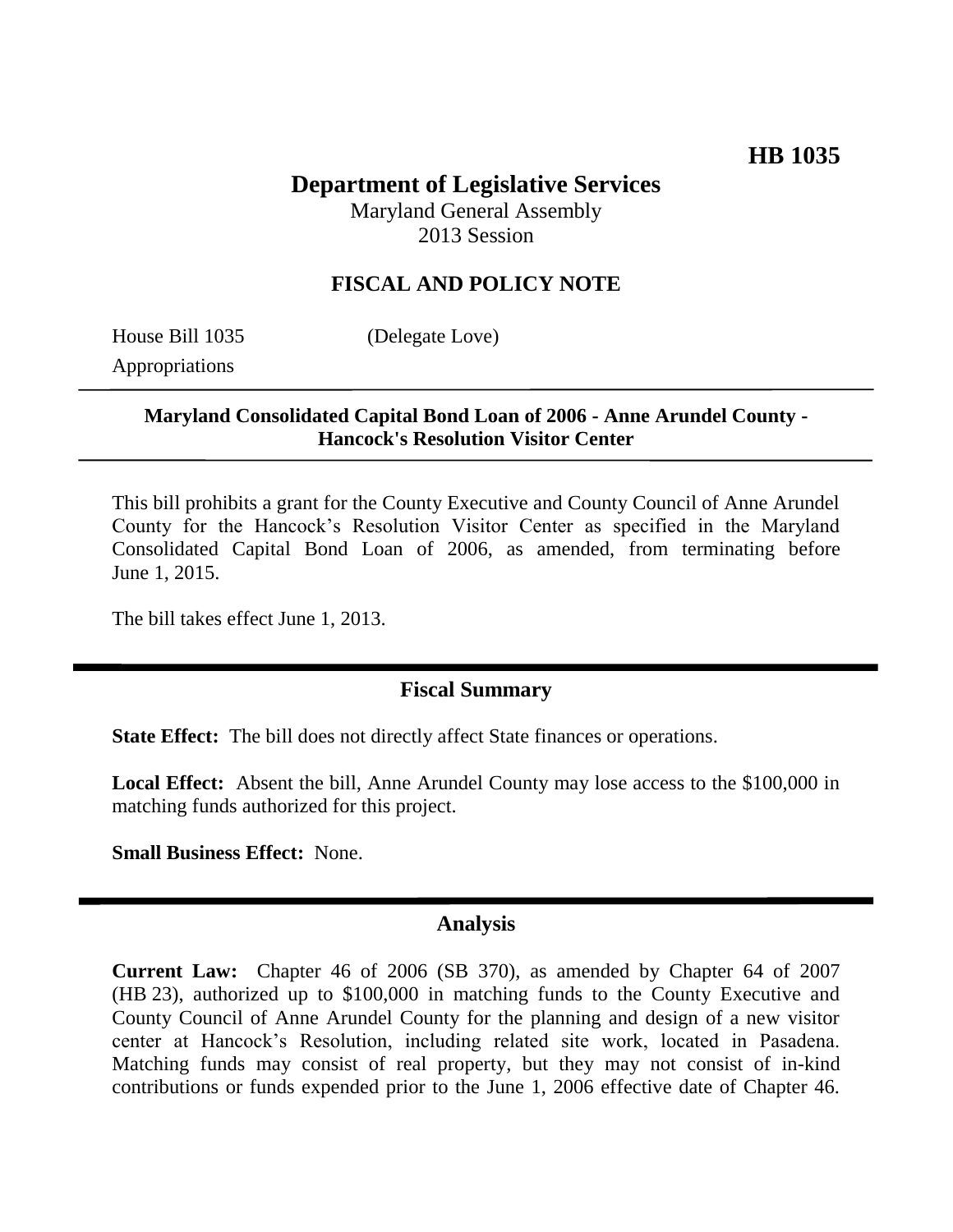**HB 1035**

# Department of Legislative Services

Maryland General Assembly
2013 Session

## FISCAL AND POLICY NOTE

House Bill 1035 (Delegate Love)
Appropriations

**Maryland Consolidated Capital Bond Loan of 2006 - Anne Arundel County - Hancock's Resolution Visitor Center**

This bill prohibits a grant for the County Executive and County Council of Anne Arundel County for the Hancock's Resolution Visitor Center as specified in the Maryland Consolidated Capital Bond Loan of 2006, as amended, from terminating before June 1, 2015.

The bill takes effect June 1, 2013.

## Fiscal Summary

**State Effect:** The bill does not directly affect State finances or operations.

**Local Effect:** Absent the bill, Anne Arundel County may lose access to the $100,000 in matching funds authorized for this project.

**Small Business Effect:** None.

## Analysis

**Current Law:** Chapter 46 of 2006 (SB 370), as amended by Chapter 64 of 2007 (HB 23), authorized up to $100,000 in matching funds to the County Executive and County Council of Anne Arundel County for the planning and design of a new visitor center at Hancock's Resolution, including related site work, located in Pasadena. Matching funds may consist of real property, but they may not consist of in-kind contributions or funds expended prior to the June 1, 2006 effective date of Chapter 46.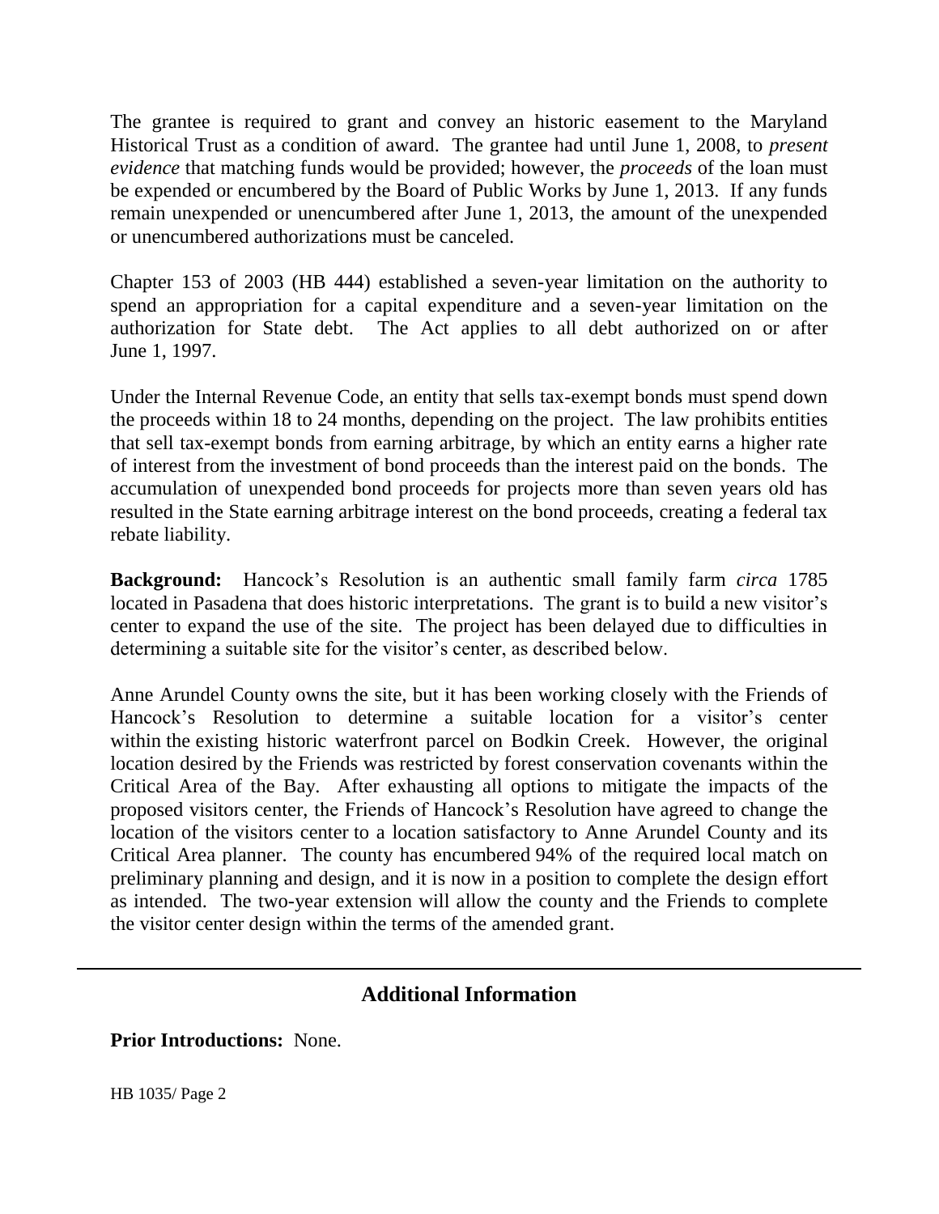The grantee is required to grant and convey an historic easement to the Maryland Historical Trust as a condition of award. The grantee had until June 1, 2008, to *present evidence* that matching funds would be provided; however, the *proceeds* of the loan must be expended or encumbered by the Board of Public Works by June 1, 2013. If any funds remain unexpended or unencumbered after June 1, 2013, the amount of the unexpended or unencumbered authorizations must be canceled.

Chapter 153 of 2003 (HB 444) established a seven-year limitation on the authority to spend an appropriation for a capital expenditure and a seven-year limitation on the authorization for State debt. The Act applies to all debt authorized on or after June 1, 1997.

Under the Internal Revenue Code, an entity that sells tax-exempt bonds must spend down the proceeds within 18 to 24 months, depending on the project. The law prohibits entities that sell tax-exempt bonds from earning arbitrage, by which an entity earns a higher rate of interest from the investment of bond proceeds than the interest paid on the bonds. The accumulation of unexpended bond proceeds for projects more than seven years old has resulted in the State earning arbitrage interest on the bond proceeds, creating a federal tax rebate liability.

**Background:** Hancock's Resolution is an authentic small family farm *circa* 1785 located in Pasadena that does historic interpretations. The grant is to build a new visitor's center to expand the use of the site. The project has been delayed due to difficulties in determining a suitable site for the visitor's center, as described below.

Anne Arundel County owns the site, but it has been working closely with the Friends of Hancock's Resolution to determine a suitable location for a visitor's center within the existing historic waterfront parcel on Bodkin Creek. However, the original location desired by the Friends was restricted by forest conservation covenants within the Critical Area of the Bay. After exhausting all options to mitigate the impacts of the proposed visitors center, the Friends of Hancock's Resolution have agreed to change the location of the visitors center to a location satisfactory to Anne Arundel County and its Critical Area planner. The county has encumbered 94% of the required local match on preliminary planning and design, and it is now in a position to complete the design effort as intended. The two-year extension will allow the county and the Friends to complete the visitor center design within the terms of the amended grant.

## Additional Information

**Prior Introductions:** None.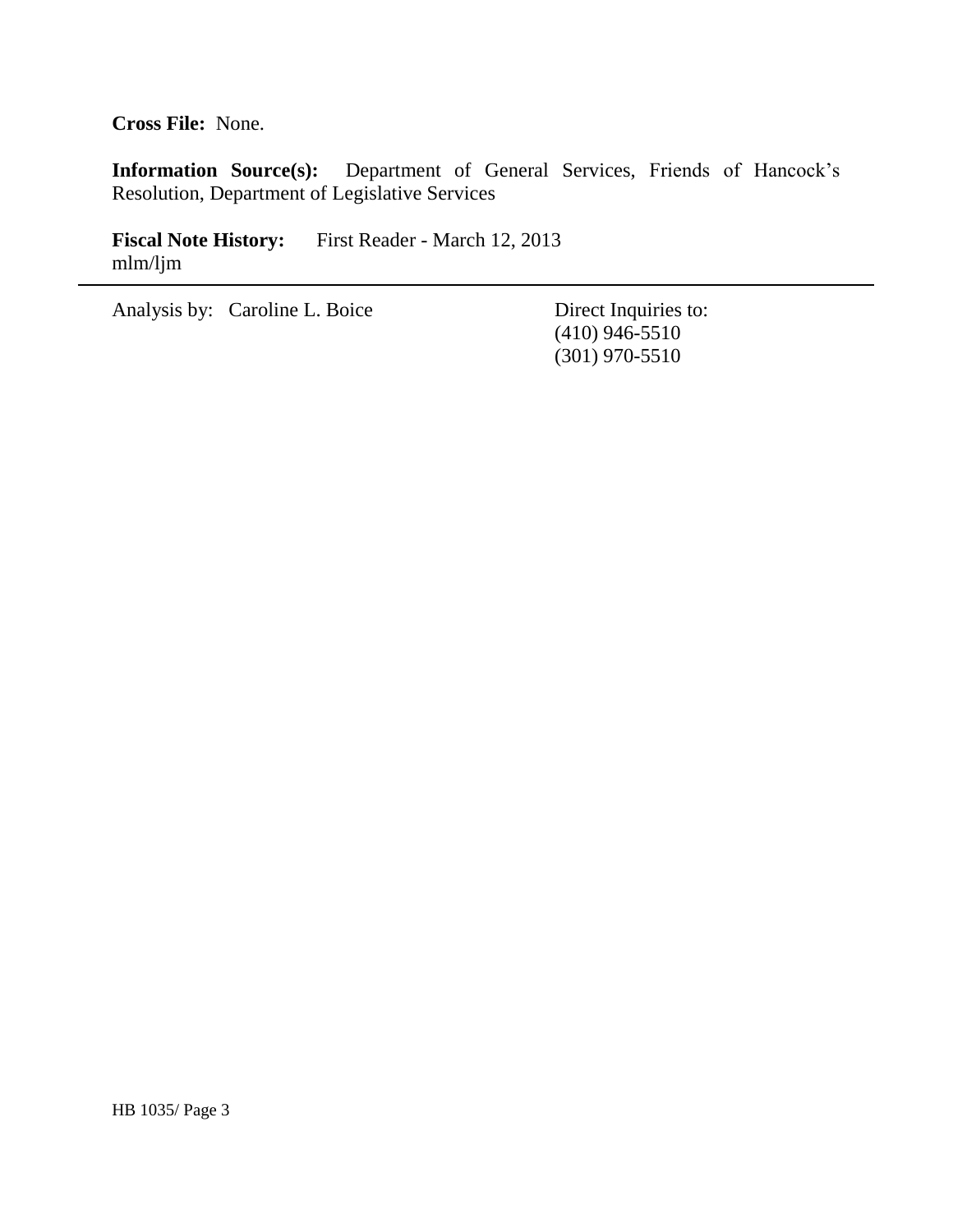**Cross File:** None.

**Information Source(s):** Department of General Services, Friends of Hancock's Resolution, Department of Legislative Services

**Fiscal Note History:** First Reader - March 12, 2013
mlm/ljm

---

Analysis by: Caroline L. Boice

Direct Inquiries to:
(410) 946-5510
(301) 970-5510